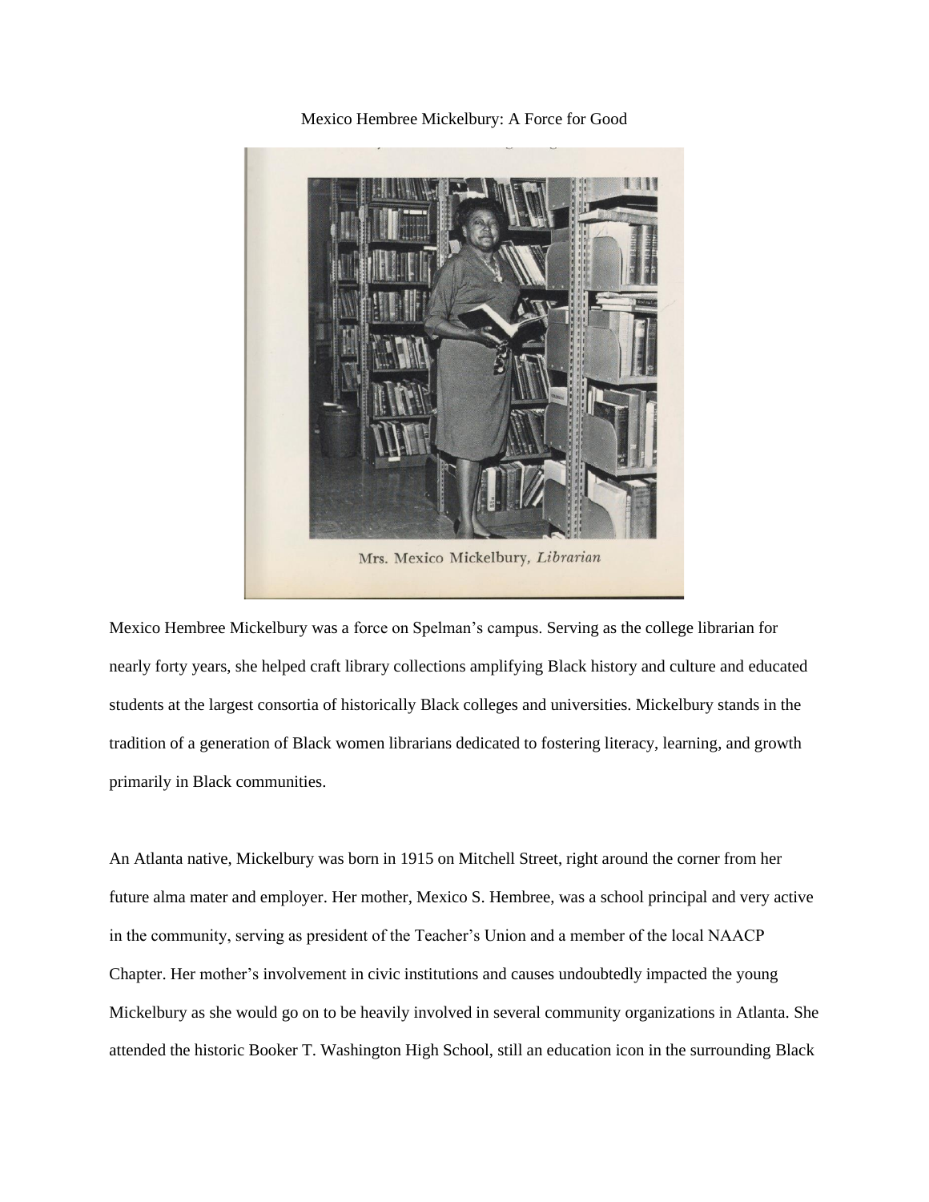# Mexico Hembree Mickelbury: A Force for Good

Mrs. Mexico Mickelbury, *Librarian*

Mexico Hembree Mickelbury was a force on Spelman's campus. Serving as the college librarian for nearly forty years, she helped craft library collections amplifying Black history and culture and educated students at the largest consortia of historically Black colleges and universities. Mickelbury stands in the tradition of a generation of Black women librarians dedicated to fostering literacy, learning, and growth primarily in Black communities.

An Atlanta native, Mickelbury was born in 1915 on Mitchell Street, right around the corner from her future alma mater and employer. Her mother, Mexico S. Hembree, was a school principal and very active in the community, serving as president of the Teacher's Union and a member of the local NAACP Chapter. Her mother's involvement in civic institutions and causes undoubtedly impacted the young Mickelbury as she would go on to be heavily involved in several community organizations in Atlanta. She attended the historic Booker T. Washington High School, still an education icon in the surrounding Black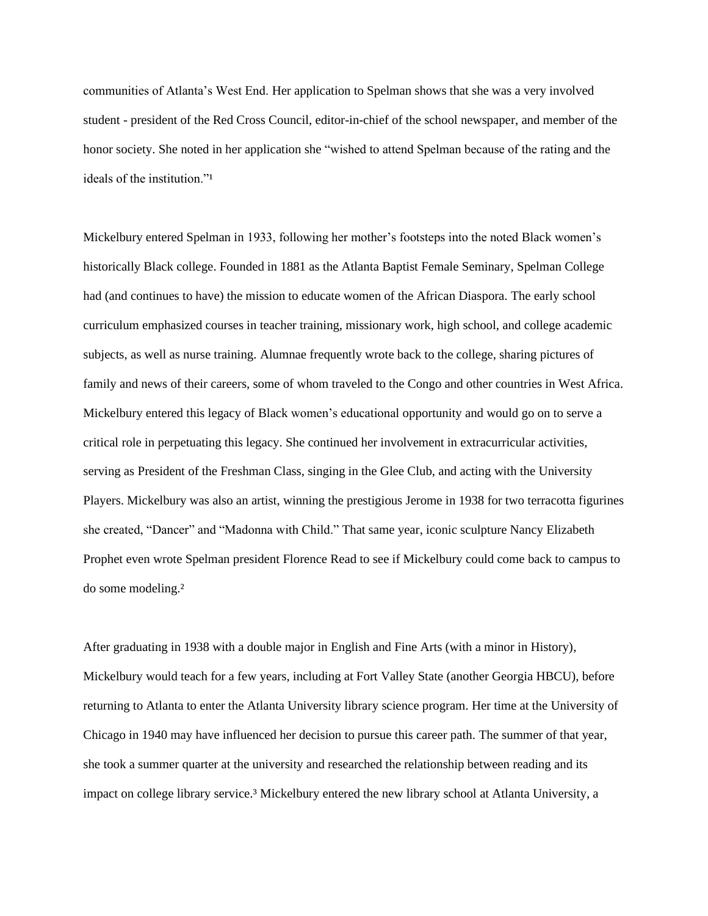communities of Atlanta's West End. Her application to Spelman shows that she was a very involved student - president of the Red Cross Council, editor-in-chief of the school newspaper, and member of the honor society. She noted in her application she "wished to attend Spelman because of the rating and the ideals of the institution."[1]

Mickelbury entered Spelman in 1933, following her mother's footsteps into the noted Black women's historically Black college. Founded in 1881 as the Atlanta Baptist Female Seminary, Spelman College had (and continues to have) the mission to educate women of the African Diaspora. The early school curriculum emphasized courses in teacher training, missionary work, high school, and college academic subjects, as well as nurse training. Alumnae frequently wrote back to the college, sharing pictures of family and news of their careers, some of whom traveled to the Congo and other countries in West Africa. Mickelbury entered this legacy of Black women's educational opportunity and would go on to serve a critical role in perpetuating this legacy. She continued her involvement in extracurricular activities, serving as President of the Freshman Class, singing in the Glee Club, and acting with the University Players. Mickelbury was also an artist, winning the prestigious Jerome in 1938 for two terracotta figurines she created, "Dancer" and "Madonna with Child." That same year, iconic sculpture Nancy Elizabeth Prophet even wrote Spelman president Florence Read to see if Mickelbury could come back to campus to do some modeling.[2]

After graduating in 1938 with a double major in English and Fine Arts (with a minor in History), Mickelbury would teach for a few years, including at Fort Valley State (another Georgia HBCU), before returning to Atlanta to enter the Atlanta University library science program. Her time at the University of Chicago in 1940 may have influenced her decision to pursue this career path. The summer of that year, she took a summer quarter at the university and researched the relationship between reading and its impact on college library service.[3] Mickelbury entered the new library school at Atlanta University, a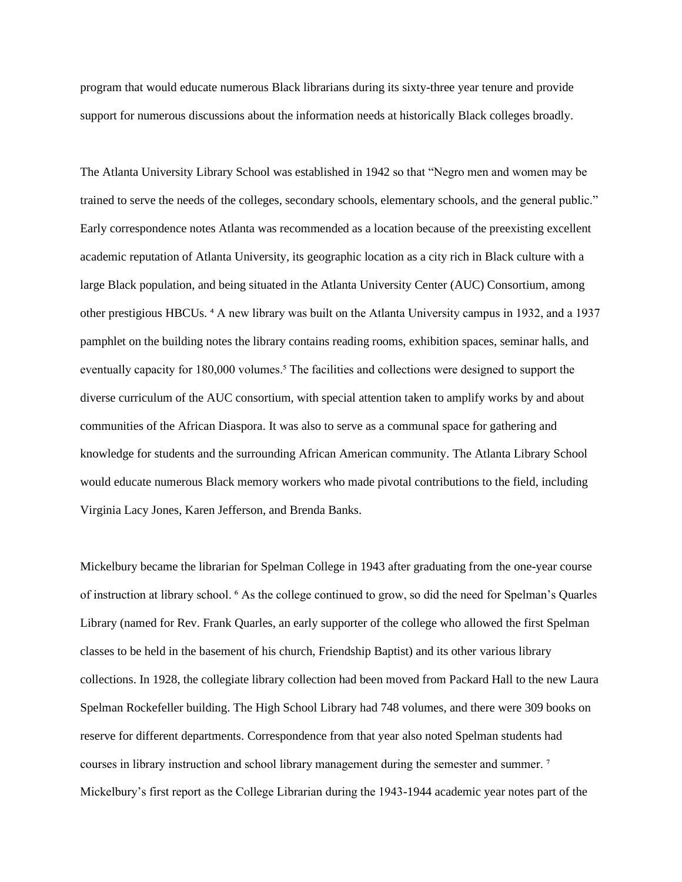program that would educate numerous Black librarians during its sixty-three year tenure and provide support for numerous discussions about the information needs at historically Black colleges broadly.

The Atlanta University Library School was established in 1942 so that "Negro men and women may be trained to serve the needs of the colleges, secondary schools, elementary schools, and the general public." Early correspondence notes Atlanta was recommended as a location because of the preexisting excellent academic reputation of Atlanta University, its geographic location as a city rich in Black culture with a large Black population, and being situated in the Atlanta University Center (AUC) Consortium, among other prestigious HBCUs. [4] A new library was built on the Atlanta University campus in 1932, and a 1937 pamphlet on the building notes the library contains reading rooms, exhibition spaces, seminar halls, and eventually capacity for 180,000 volumes.[5] The facilities and collections were designed to support the diverse curriculum of the AUC consortium, with special attention taken to amplify works by and about communities of the African Diaspora. It was also to serve as a communal space for gathering and knowledge for students and the surrounding African American community. The Atlanta Library School would educate numerous Black memory workers who made pivotal contributions to the field, including Virginia Lacy Jones, Karen Jefferson, and Brenda Banks.

Mickelbury became the librarian for Spelman College in 1943 after graduating from the one-year course of instruction at library school. [6] As the college continued to grow, so did the need for Spelman's Quarles Library (named for Rev. Frank Quarles, an early supporter of the college who allowed the first Spelman classes to be held in the basement of his church, Friendship Baptist) and its other various library collections. In 1928, the collegiate library collection had been moved from Packard Hall to the new Laura Spelman Rockefeller building. The High School Library had 748 volumes, and there were 309 books on reserve for different departments. Correspondence from that year also noted Spelman students had courses in library instruction and school library management during the semester and summer. [7] Mickelbury's first report as the College Librarian during the 1943-1944 academic year notes part of the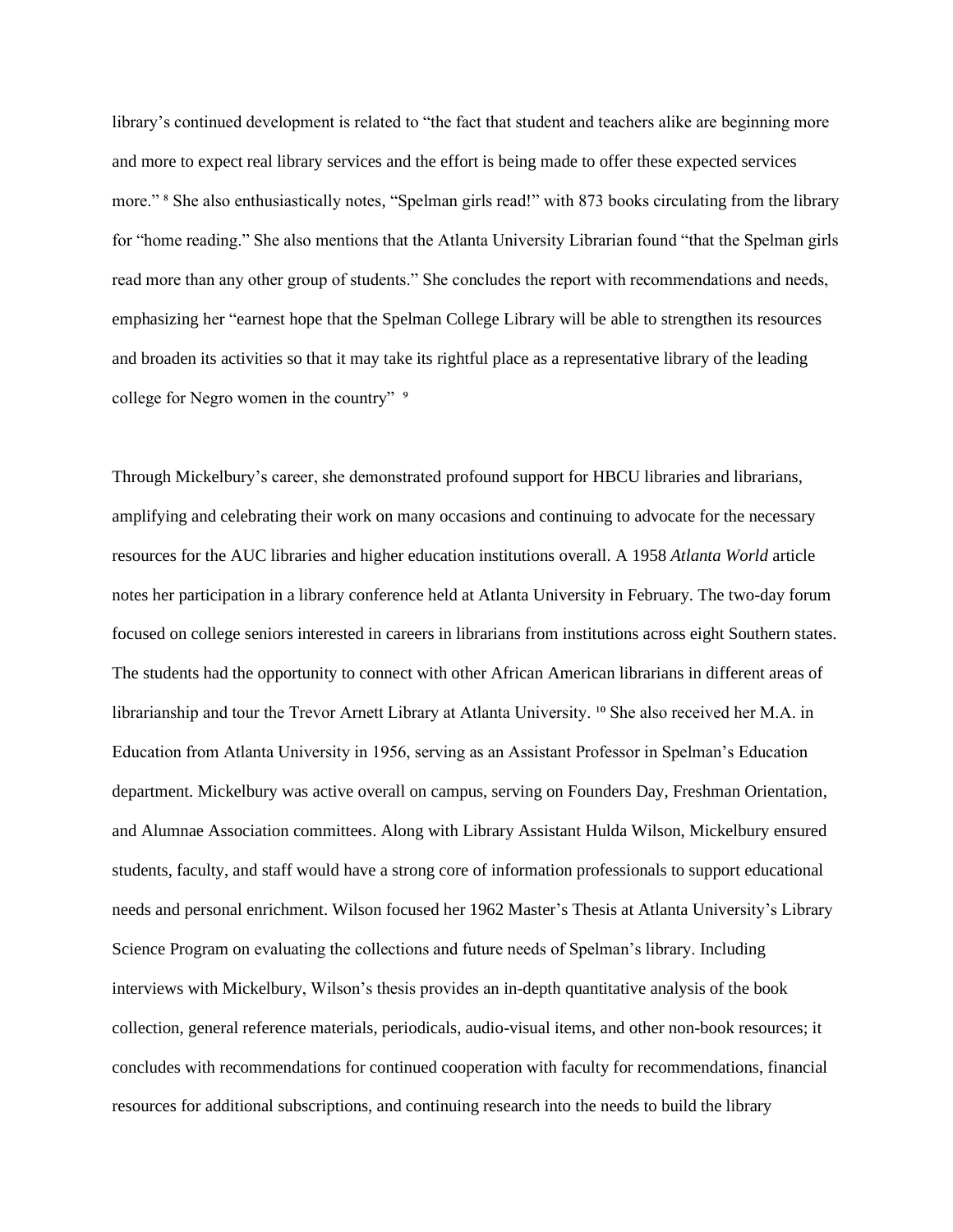library's continued development is related to "the fact that student and teachers alike are beginning more and more to expect real library services and the effort is being made to offer these expected services more." [8] She also enthusiastically notes, "Spelman girls read!" with 873 books circulating from the library for "home reading." She also mentions that the Atlanta University Librarian found "that the Spelman girls read more than any other group of students." She concludes the report with recommendations and needs, emphasizing her "earnest hope that the Spelman College Library will be able to strengthen its resources and broaden its activities so that it may take its rightful place as a representative library of the leading college for Negro women in the country" [9]

Through Mickelbury's career, she demonstrated profound support for HBCU libraries and librarians, amplifying and celebrating their work on many occasions and continuing to advocate for the necessary resources for the AUC libraries and higher education institutions overall. A 1958 *Atlanta World* article notes her participation in a library conference held at Atlanta University in February. The two-day forum focused on college seniors interested in careers in librarians from institutions across eight Southern states. The students had the opportunity to connect with other African American librarians in different areas of librarianship and tour the Trevor Arnett Library at Atlanta University. [10] She also received her M.A. in Education from Atlanta University in 1956, serving as an Assistant Professor in Spelman's Education department. Mickelbury was active overall on campus, serving on Founders Day, Freshman Orientation, and Alumnae Association committees. Along with Library Assistant Hulda Wilson, Mickelbury ensured students, faculty, and staff would have a strong core of information professionals to support educational needs and personal enrichment. Wilson focused her 1962 Master's Thesis at Atlanta University's Library Science Program on evaluating the collections and future needs of Spelman's library. Including interviews with Mickelbury, Wilson's thesis provides an in-depth quantitative analysis of the book collection, general reference materials, periodicals, audio-visual items, and other non-book resources; it concludes with recommendations for continued cooperation with faculty for recommendations, financial resources for additional subscriptions, and continuing research into the needs to build the library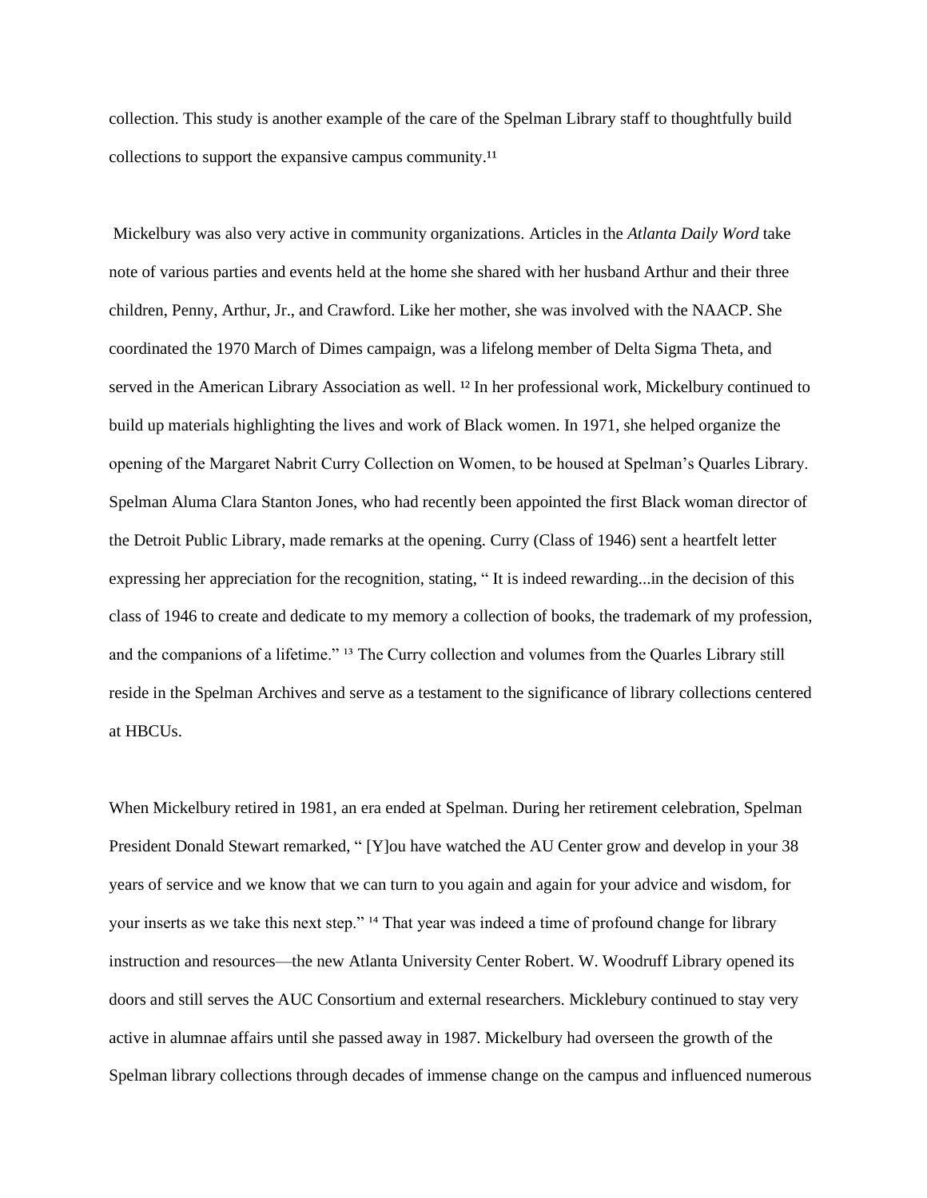collection. This study is another example of the care of the Spelman Library staff to thoughtfully build collections to support the expansive campus community.[11]

Mickelbury was also very active in community organizations. Articles in the *Atlanta Daily Word* take note of various parties and events held at the home she shared with her husband Arthur and their three children, Penny, Arthur, Jr., and Crawford. Like her mother, she was involved with the NAACP. She coordinated the 1970 March of Dimes campaign, was a lifelong member of Delta Sigma Theta, and served in the American Library Association as well. [12] In her professional work, Mickelbury continued to build up materials highlighting the lives and work of Black women. In 1971, she helped organize the opening of the Margaret Nabrit Curry Collection on Women, to be housed at Spelman's Quarles Library. Spelman Aluma Clara Stanton Jones, who had recently been appointed the first Black woman director of the Detroit Public Library, made remarks at the opening. Curry (Class of 1946) sent a heartfelt letter expressing her appreciation for the recognition, stating, " It is indeed rewarding...in the decision of this class of 1946 to create and dedicate to my memory a collection of books, the trademark of my profession, and the companions of a lifetime." [13] The Curry collection and volumes from the Quarles Library still reside in the Spelman Archives and serve as a testament to the significance of library collections centered at HBCUs.

When Mickelbury retired in 1981, an era ended at Spelman. During her retirement celebration, Spelman President Donald Stewart remarked, " [Y]ou have watched the AU Center grow and develop in your 38 years of service and we know that we can turn to you again and again for your advice and wisdom, for your inserts as we take this next step." [14] That year was indeed a time of profound change for library instruction and resources—the new Atlanta University Center Robert. W. Woodruff Library opened its doors and still serves the AUC Consortium and external researchers. Micklebury continued to stay very active in alumnae affairs until she passed away in 1987. Mickelbury had overseen the growth of the Spelman library collections through decades of immense change on the campus and influenced numerous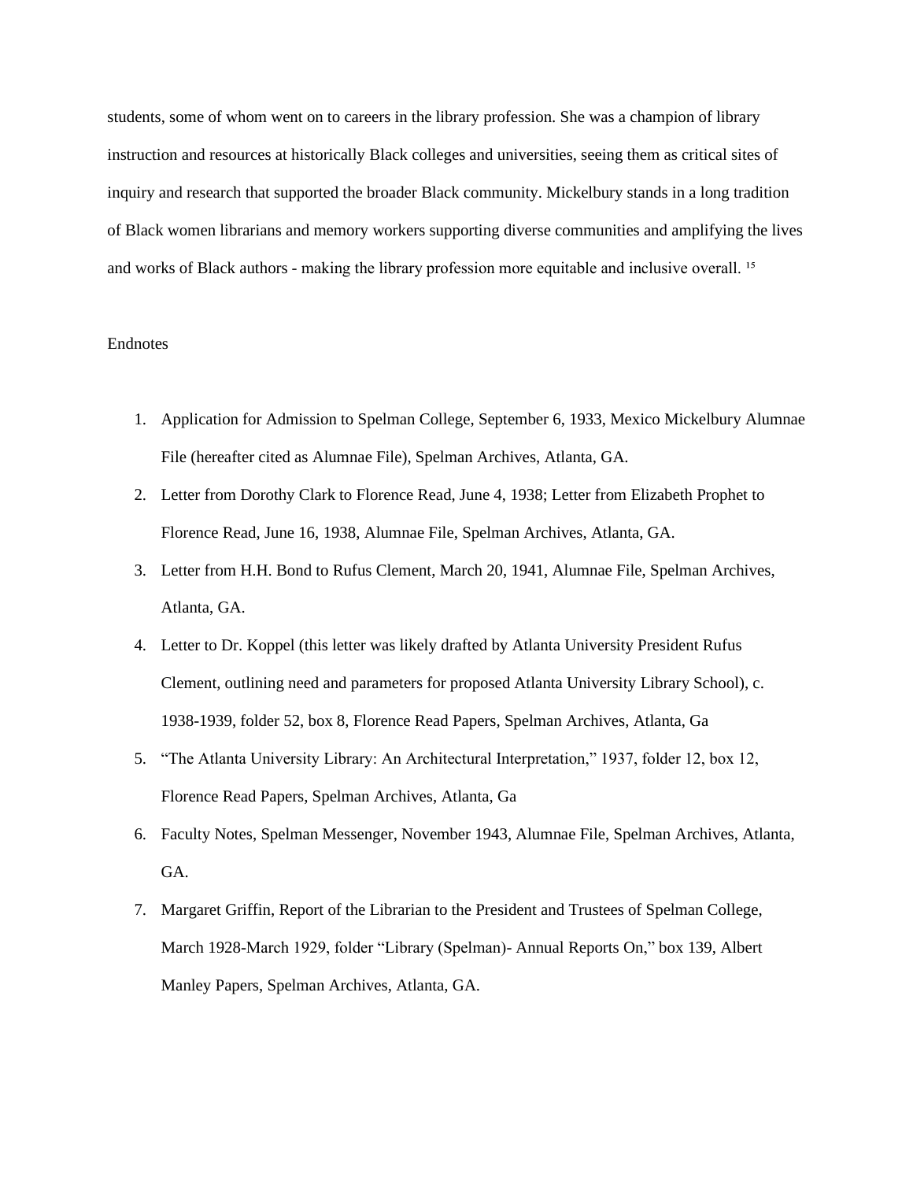students, some of whom went on to careers in the library profession. She was a champion of library instruction and resources at historically Black colleges and universities, seeing them as critical sites of inquiry and research that supported the broader Black community. Mickelbury stands in a long tradition of Black women librarians and memory workers supporting diverse communities and amplifying the lives and works of Black authors - making the library profession more equitable and inclusive overall. [15]

Endnotes

1. Application for Admission to Spelman College, September 6, 1933, Mexico Mickelbury Alumnae File (hereafter cited as Alumnae File), Spelman Archives, Atlanta, GA.
2. Letter from Dorothy Clark to Florence Read, June 4, 1938; Letter from Elizabeth Prophet to Florence Read, June 16, 1938, Alumnae File, Spelman Archives, Atlanta, GA.
3. Letter from H.H. Bond to Rufus Clement, March 20, 1941, Alumnae File, Spelman Archives, Atlanta, GA.
4. Letter to Dr. Koppel (this letter was likely drafted by Atlanta University President Rufus Clement, outlining need and parameters for proposed Atlanta University Library School), c. 1938-1939, folder 52, box 8, Florence Read Papers, Spelman Archives, Atlanta, Ga
5. "The Atlanta University Library: An Architectural Interpretation," 1937, folder 12, box 12, Florence Read Papers, Spelman Archives, Atlanta, Ga
6. Faculty Notes, Spelman Messenger, November 1943, Alumnae File, Spelman Archives, Atlanta, GA.
7. Margaret Griffin, Report of the Librarian to the President and Trustees of Spelman College, March 1928-March 1929, folder "Library (Spelman)- Annual Reports On," box 139, Albert Manley Papers, Spelman Archives, Atlanta, GA.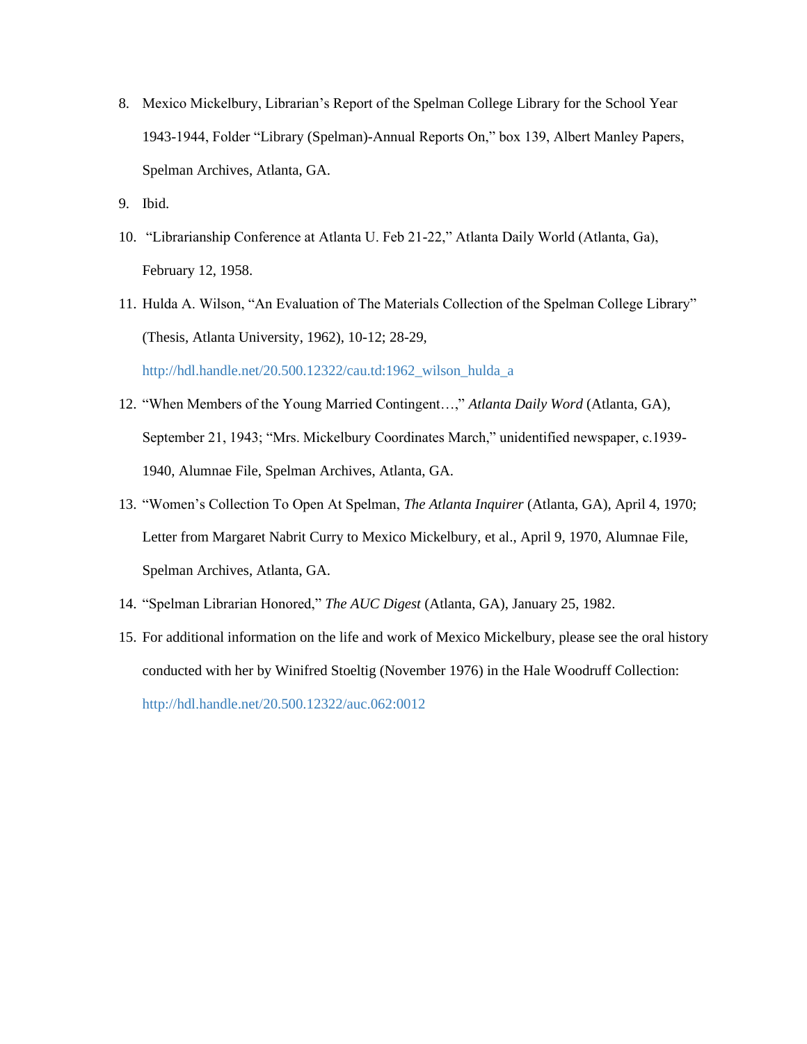8. Mexico Mickelbury, Librarian's Report of the Spelman College Library for the School Year 1943-1944, Folder "Library (Spelman)-Annual Reports On," box 139, Albert Manley Papers, Spelman Archives, Atlanta, GA.
9. Ibid.
10. "Librarianship Conference at Atlanta U. Feb 21-22," Atlanta Daily World (Atlanta, Ga), February 12, 1958.
11. Hulda A. Wilson, "An Evaluation of The Materials Collection of the Spelman College Library" (Thesis, Atlanta University, 1962), 10-12; 28-29, http://hdl.handle.net/20.500.12322/cau.td:1962_wilson_hulda_a
12. "When Members of the Young Married Contingent…," *Atlanta Daily Word* (Atlanta, GA), September 21, 1943; "Mrs. Mickelbury Coordinates March," unidentified newspaper, c.1939-1940, Alumnae File, Spelman Archives, Atlanta, GA.
13. "Women's Collection To Open At Spelman, *The Atlanta Inquirer* (Atlanta, GA), April 4, 1970; Letter from Margaret Nabrit Curry to Mexico Mickelbury, et al., April 9, 1970, Alumnae File, Spelman Archives, Atlanta, GA.
14. "Spelman Librarian Honored," *The AUC Digest* (Atlanta, GA), January 25, 1982.
15. For additional information on the life and work of Mexico Mickelbury, please see the oral history conducted with her by Winifred Stoeltig (November 1976) in the Hale Woodruff Collection: http://hdl.handle.net/20.500.12322/auc.062:0012